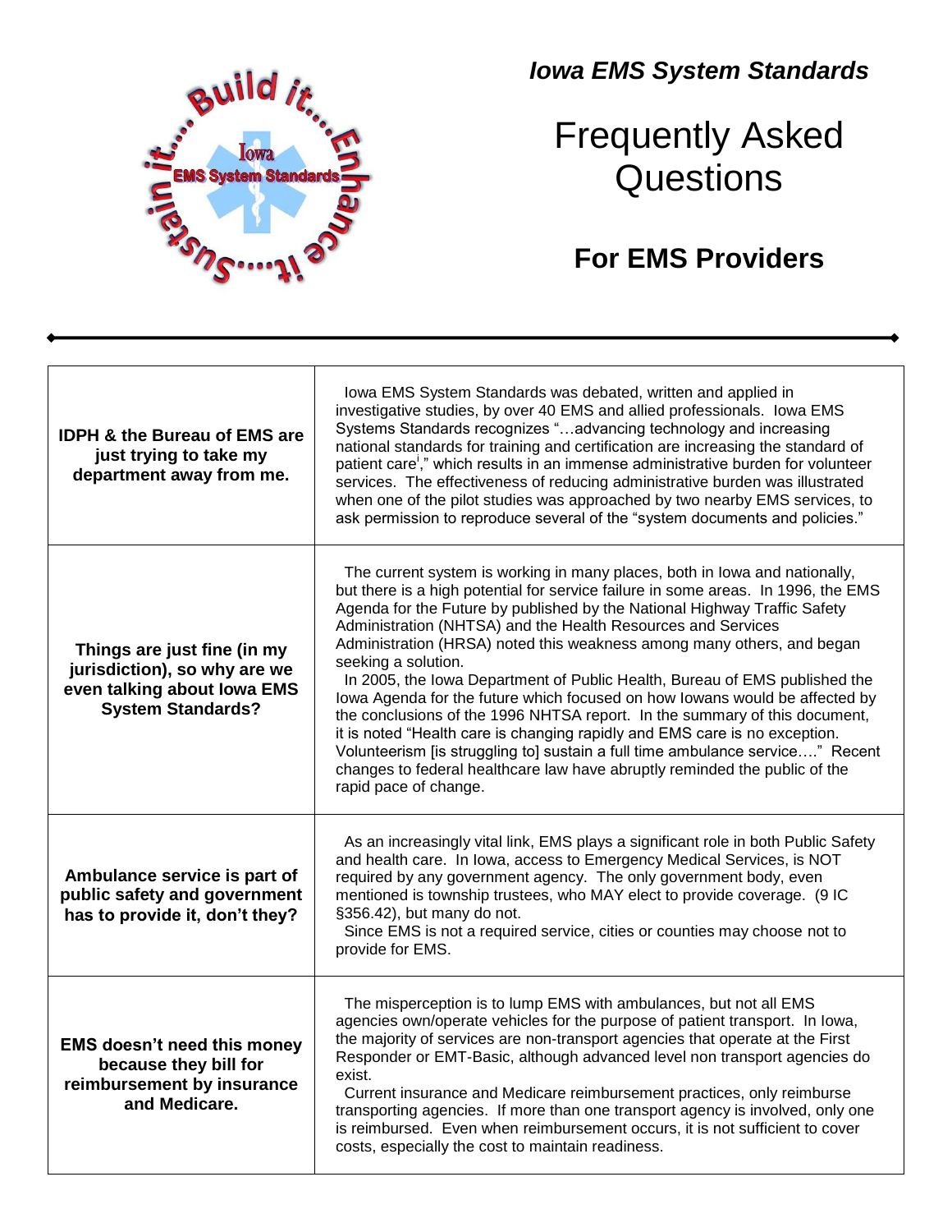*Iowa EMS System Standards*

# Frequently Asked Questions

## For EMS Providers

| | |
|---|---|
| **IDPH & the Bureau of EMS are just trying to take my department away from me.** | Iowa EMS System Standards was debated, written and applied in investigative studies, by over 40 EMS and allied professionals. Iowa EMS Systems Standards recognizes "…advancing technology and increasing national standards for training and certification are increasing the standard of patient care[i]," which results in an immense administrative burden for volunteer services. The effectiveness of reducing administrative burden was illustrated when one of the pilot studies was approached by two nearby EMS services, to ask permission to reproduce several of the "system documents and policies." |
| **Things are just fine (in my jurisdiction), so why are we even talking about Iowa EMS System Standards?** | The current system is working in many places, both in Iowa and nationally, but there is a high potential for service failure in some areas. In 1996, the EMS Agenda for the Future by published by the National Highway Traffic Safety Administration (NHTSA) and the Health Resources and Services Administration (HRSA) noted this weakness among many others, and began seeking a solution. In 2005, the Iowa Department of Public Health, Bureau of EMS published the Iowa Agenda for the future which focused on how Iowans would be affected by the conclusions of the 1996 NHTSA report. In the summary of this document, it is noted "Health care is changing rapidly and EMS care is no exception. Volunteerism [is struggling to] sustain a full time ambulance service…." Recent changes to federal healthcare law have abruptly reminded the public of the rapid pace of change. |
| **Ambulance service is part of public safety and government has to provide it, don't they?** | As an increasingly vital link, EMS plays a significant role in both Public Safety and health care. In Iowa, access to Emergency Medical Services, is NOT required by any government agency. The only government body, even mentioned is township trustees, who MAY elect to provide coverage. (9 IC §356.42), but many do not. Since EMS is not a required service, cities or counties may choose not to provide for EMS. |
| **EMS doesn't need this money because they bill for reimbursement by insurance and Medicare.** | The misperception is to lump EMS with ambulances, but not all EMS agencies own/operate vehicles for the purpose of patient transport. In Iowa, the majority of services are non-transport agencies that operate at the First Responder or EMT-Basic, although advanced level non transport agencies do exist. Current insurance and Medicare reimbursement practices, only reimburse transporting agencies. If more than one transport agency is involved, only one is reimbursed. Even when reimbursement occurs, it is not sufficient to cover costs, especially the cost to maintain readiness. |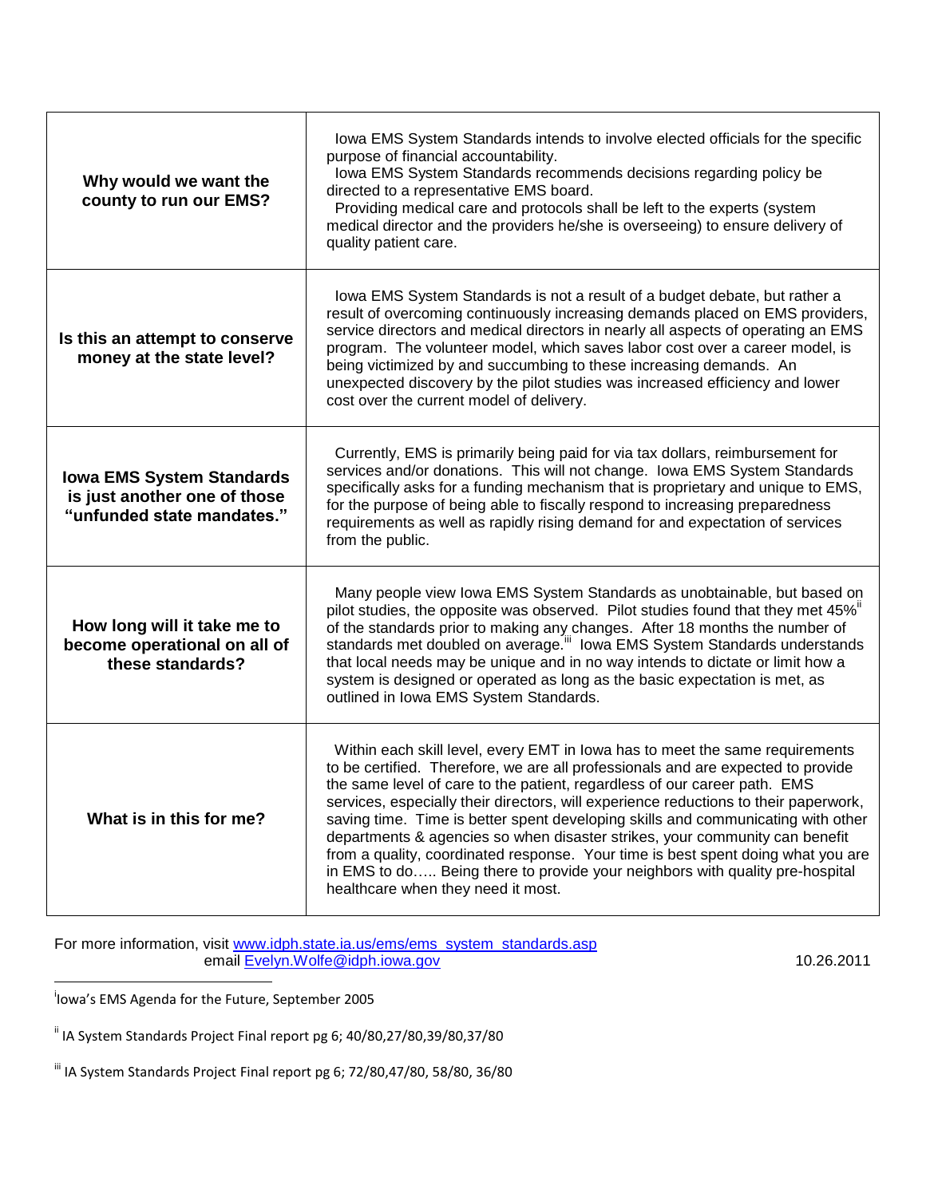| | |
|---|---|
| **Why would we want the county to run our EMS?** | Iowa EMS System Standards intends to involve elected officials for the specific purpose of financial accountability. Iowa EMS System Standards recommends decisions regarding policy be directed to a representative EMS board. Providing medical care and protocols shall be left to the experts (system medical director and the providers he/she is overseeing) to ensure delivery of quality patient care. |
| **Is this an attempt to conserve money at the state level?** | Iowa EMS System Standards is not a result of a budget debate, but rather a result of overcoming continuously increasing demands placed on EMS providers, service directors and medical directors in nearly all aspects of operating an EMS program. The volunteer model, which saves labor cost over a career model, is being victimized by and succumbing to these increasing demands. An unexpected discovery by the pilot studies was increased efficiency and lower cost over the current model of delivery. |
| **Iowa EMS System Standards is just another one of those "unfunded state mandates."** | Currently, EMS is primarily being paid for via tax dollars, reimbursement for services and/or donations. This will not change. Iowa EMS System Standards specifically asks for a funding mechanism that is proprietary and unique to EMS, for the purpose of being able to fiscally respond to increasing preparedness requirements as well as rapidly rising demand for and expectation of services from the public. |
| **How long will it take me to become operational on all of these standards?** | Many people view Iowa EMS System Standards as unobtainable, but based on pilot studies, the opposite was observed. Pilot studies found that they met 45%[ii] of the standards prior to making any changes. After 18 months the number of standards met doubled on average.[iii] Iowa EMS System Standards understands that local needs may be unique and in no way intends to dictate or limit how a system is designed or operated as long as the basic expectation is met, as outlined in Iowa EMS System Standards. |
| **What is in this for me?** | Within each skill level, every EMT in Iowa has to meet the same requirements to be certified. Therefore, we are all professionals and are expected to provide the same level of care to the patient, regardless of our career path. EMS services, especially their directors, will experience reductions to their paperwork, saving time. Time is better spent developing skills and communicating with other departments & agencies so when disaster strikes, your community can benefit from a quality, coordinated response. Your time is best spent doing what you are in EMS to do….. Being there to provide your neighbors with quality pre-hospital healthcare when they need it most. |

For more information, visit www.idph.state.ia.us/ems/ems_system_standards.asp
email Evelyn.Wolfe@idph.iowa.gov

10.26.2011

[i] Iowa's EMS Agenda for the Future, September 2005

[ii] IA System Standards Project Final report pg 6; 40/80,27/80,39/80,37/80

[iii] IA System Standards Project Final report pg 6; 72/80,47/80, 58/80, 36/80